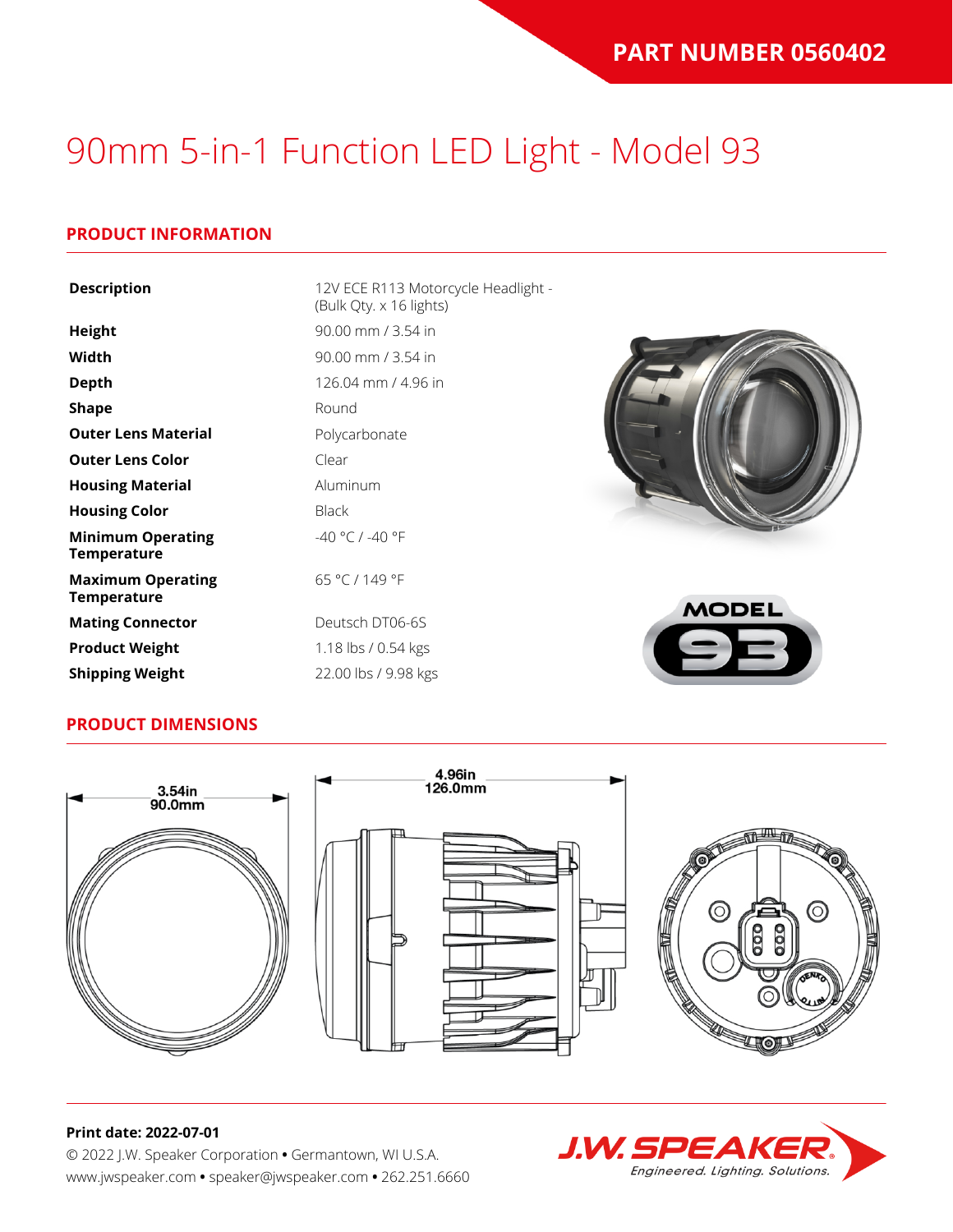PART NUMBER 0560402

# 90mm 5-in-1 Function LED Light - Model 93

## PRODUCT INFORMATION

| | |
|---|---|
| **Description** | 12V ECE R113 Motorcycle Headlight - (Bulk Qty. x 16 lights) |
| **Height** | 90.00 mm / 3.54 in |
| **Width** | 90.00 mm / 3.54 in |
| **Depth** | 126.04 mm / 4.96 in |
| **Shape** | Round |
| **Outer Lens Material** | Polycarbonate |
| **Outer Lens Color** | Clear |
| **Housing Material** | Aluminum |
| **Housing Color** | Black |
| **Minimum Operating Temperature** | -40 °C / -40 °F |
| **Maximum Operating Temperature** | 65 °C / 149 °F |
| **Mating Connector** | Deutsch DT06-6S |
| **Product Weight** | 1.18 lbs / 0.54 kgs |
| **Shipping Weight** | 22.00 lbs / 9.98 kgs |

MODEL 93

## PRODUCT DIMENSIONS

3.54in
90.0mm

4.96in
126.0mm

**Print date: 2022-07-01**

© 2022 J.W. Speaker Corporation • Germantown, WI U.S.A.
www.jwspeaker.com • speaker@jwspeaker.com • 262.251.6660

J.W. SPEAKER
Engineered. Lighting. Solutions.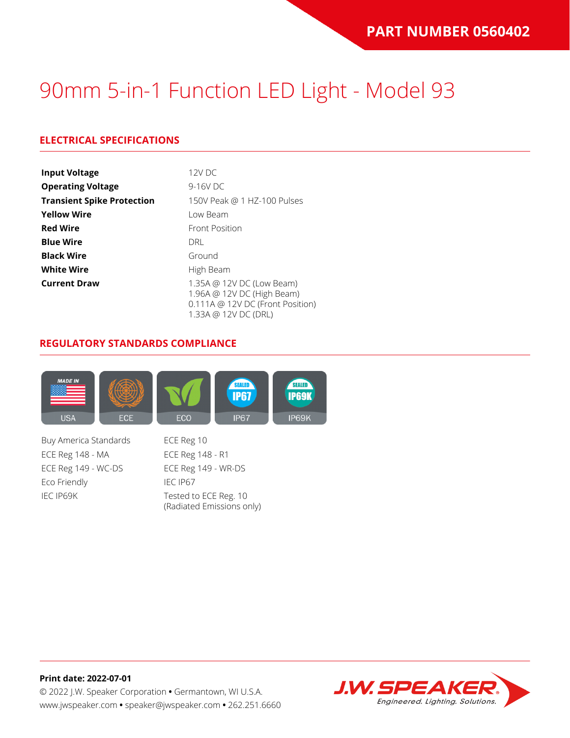**PART NUMBER 0560402**

# 90mm 5-in-1 Function LED Light - Model 93

## ELECTRICAL SPECIFICATIONS

| | |
|---|---|
| **Input Voltage** | 12V DC |
| **Operating Voltage** | 9-16V DC |
| **Transient Spike Protection** | 150V Peak @ 1 HZ-100 Pulses |
| **Yellow Wire** | Low Beam |
| **Red Wire** | Front Position |
| **Blue Wire** | DRL |
| **Black Wire** | Ground |
| **White Wire** | High Beam |
| **Current Draw** | 1.35A @ 12V DC (Low Beam)<br>1.96A @ 12V DC (High Beam)<br>0.111A @ 12V DC (Front Position)<br>1.33A @ 12V DC (DRL) |

## REGULATORY STANDARDS COMPLIANCE

USA | ECE | ECO | IP67 | IP69K

- Buy America Standards
- ECE Reg 148 - MA
- ECE Reg 149 - WC-DS
- Eco Friendly
- IEC IP69K
- ECE Reg 10
- ECE Reg 148 - R1
- ECE Reg 149 - WR-DS
- IEC IP67
- Tested to ECE Reg. 10 (Radiated Emissions only)

**Print date: 2022-07-01**

© 2022 J.W. Speaker Corporation • Germantown, WI U.S.A.
www.jwspeaker.com • speaker@jwspeaker.com • 262.251.6660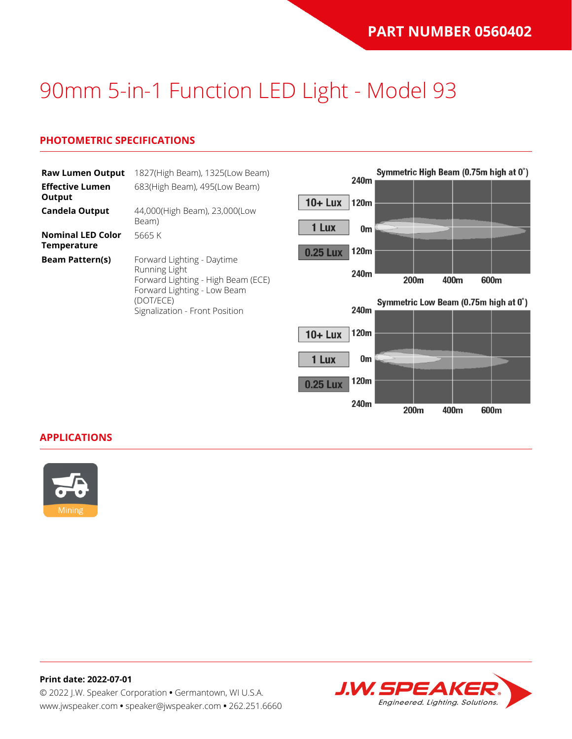**PART NUMBER 0560402**

# 90mm 5-in-1 Function LED Light - Model 93

## PHOTOMETRIC SPECIFICATIONS

| | |
|---|---|
| **Raw Lumen Output** | 1827(High Beam), 1325(Low Beam) |
| **Effective Lumen Output** | 683(High Beam), 495(Low Beam) |
| **Candela Output** | 44,000(High Beam), 23,000(Low Beam) |
| **Nominal LED Color Temperature** | 5665 K |
| **Beam Pattern(s)** | Forward Lighting - Daytime Running Light<br>Forward Lighting - High Beam (ECE)<br>Forward Lighting - Low Beam (DOT/ECE)<br>Signalization - Front Position |

Symmetric High Beam (0.75m high at 0˚)

10+ Lux
1 Lux
0.25 Lux

240m
120m
0m
120m
240m

200m 400m 600m

Symmetric Low Beam (0.75m high at 0˚)

10+ Lux
1 Lux
0.25 Lux

240m
120m
0m
120m
240m

200m 400m 600m

## APPLICATIONS

Mining

**Print date: 2022-07-01**

© 2022 J.W. Speaker Corporation • Germantown, WI U.S.A.
www.jwspeaker.com • speaker@jwspeaker.com • 262.251.6660

J.W. SPEAKER
Engineered. Lighting. Solutions.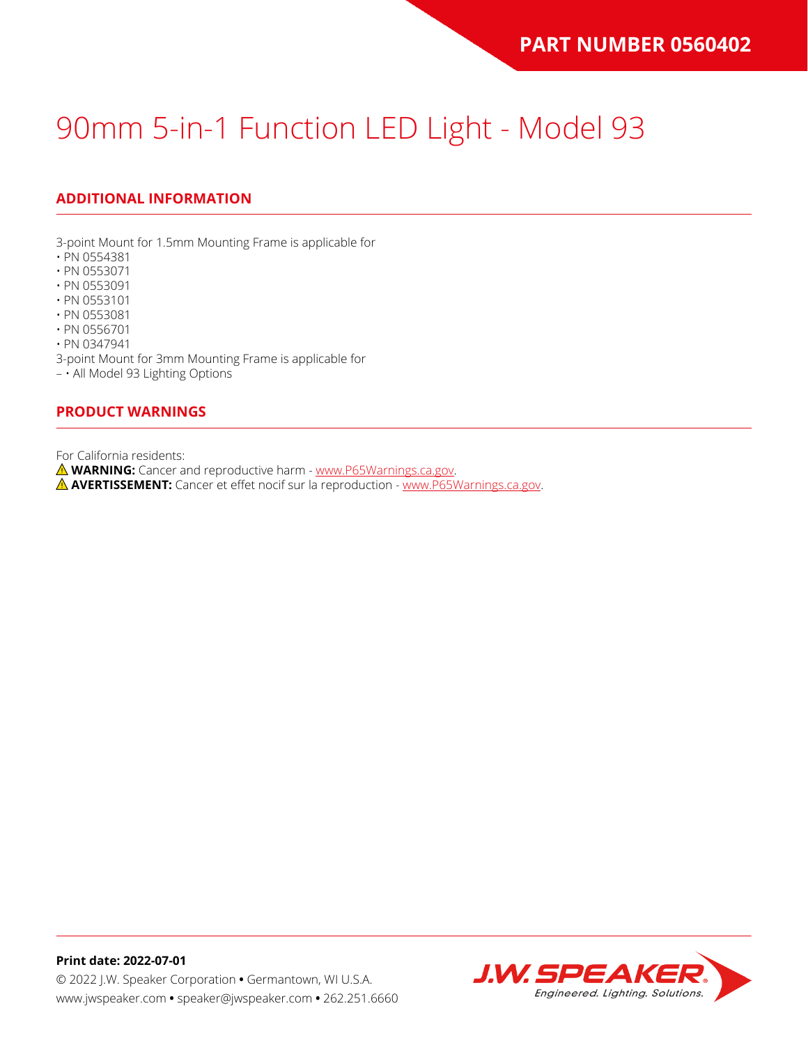# 90mm 5-in-1 Function LED Light - Model 93

## ADDITIONAL INFORMATION

3-point Mount for 1.5mm Mounting Frame is applicable for
• PN 0554381
• PN 0553071
• PN 0553091
• PN 0553101
• PN 0553081
• PN 0556701
• PN 0347941
3-point Mount for 3mm Mounting Frame is applicable for
– • All Model 93 Lighting Options

## PRODUCT WARNINGS

For California residents:
⚠ **WARNING:** Cancer and reproductive harm - www.P65Warnings.ca.gov.
⚠ **AVERTISSEMENT:** Cancer et effet nocif sur la reproduction - www.P65Warnings.ca.gov.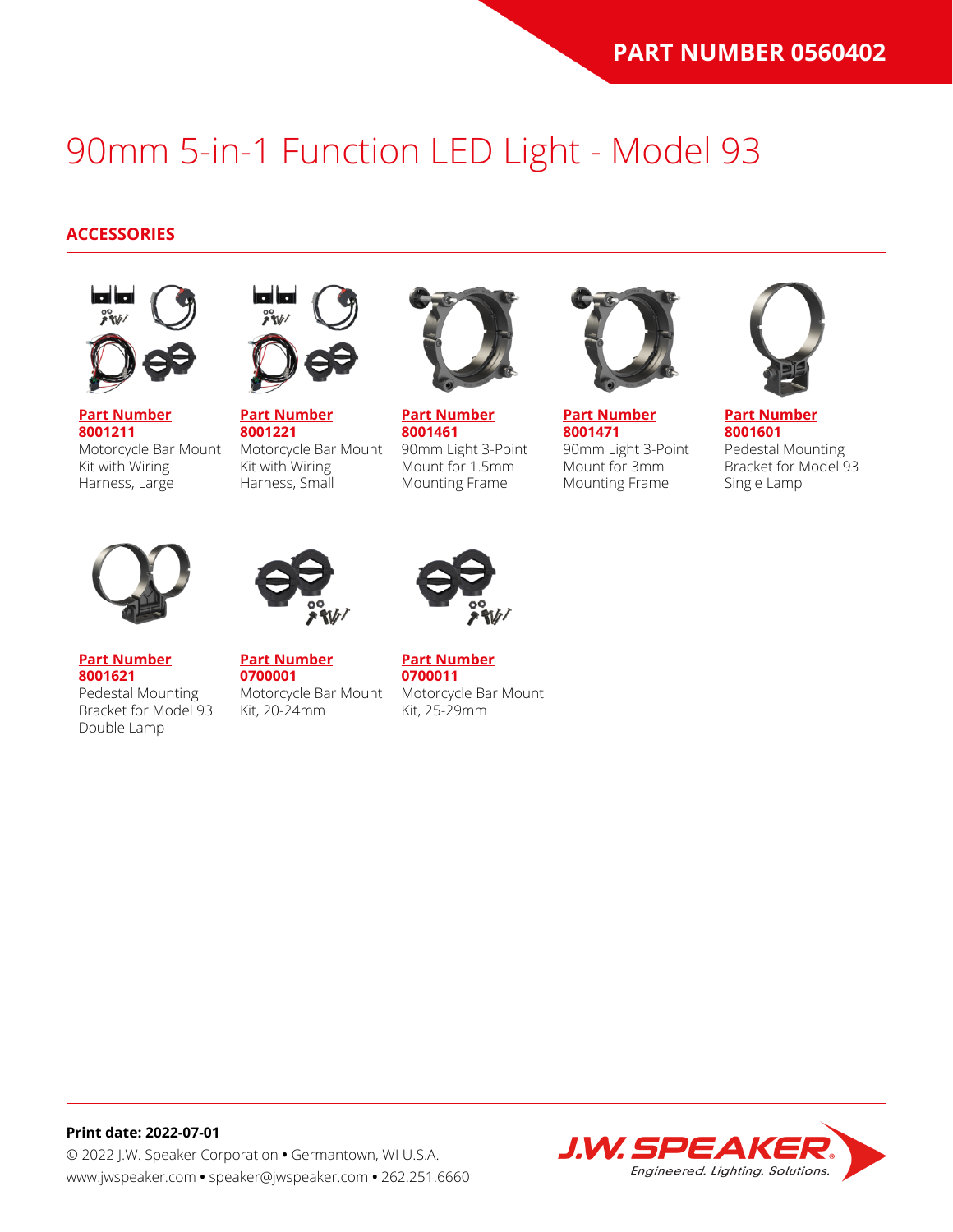# 90mm 5-in-1 Function LED Light - Model 93

## ACCESSORIES

**Part Number 8001211**
Motorcycle Bar Mount Kit with Wiring Harness, Large

**Part Number 8001221**
Motorcycle Bar Mount Kit with Wiring Harness, Small

**Part Number 8001461**
90mm Light 3-Point Mount for 1.5mm Mounting Frame

**Part Number 8001471**
90mm Light 3-Point Mount for 3mm Mounting Frame

**Part Number 8001601**
Pedestal Mounting Bracket for Model 93 Single Lamp

**Part Number 8001621**
Pedestal Mounting Bracket for Model 93 Double Lamp

**Part Number 0700001**
Motorcycle Bar Mount Kit, 20-24mm

**Part Number 0700011**
Motorcycle Bar Mount Kit, 25-29mm

**Print date: 2022-07-01**
© 2022 J.W. Speaker Corporation • Germantown, WI U.S.A.
www.jwspeaker.com • speaker@jwspeaker.com • 262.251.6660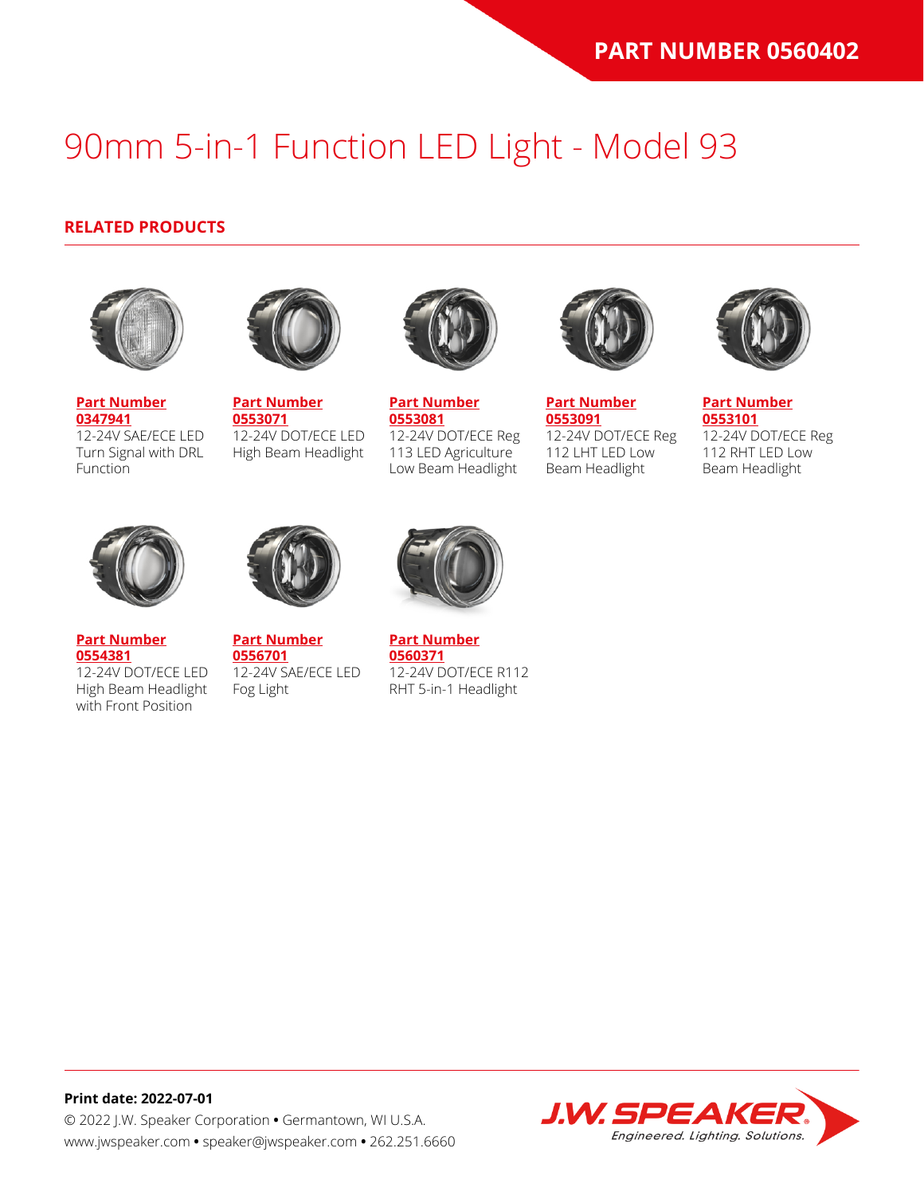# 90mm 5-in-1 Function LED Light - Model 93

## RELATED PRODUCTS

**Part Number 0347941**
12-24V SAE/ECE LED Turn Signal with DRL Function

**Part Number 0553071**
12-24V DOT/ECE LED High Beam Headlight

**Part Number 0553081**
12-24V DOT/ECE Reg 113 LED Agriculture Low Beam Headlight

**Part Number 0553091**
12-24V DOT/ECE Reg 112 LHT LED Low Beam Headlight

**Part Number 0553101**
12-24V DOT/ECE Reg 112 RHT LED Low Beam Headlight

**Part Number 0554381**
12-24V DOT/ECE LED High Beam Headlight with Front Position

**Part Number 0556701**
12-24V SAE/ECE LED Fog Light

**Part Number 0560371**
12-24V DOT/ECE R112 RHT 5-in-1 Headlight